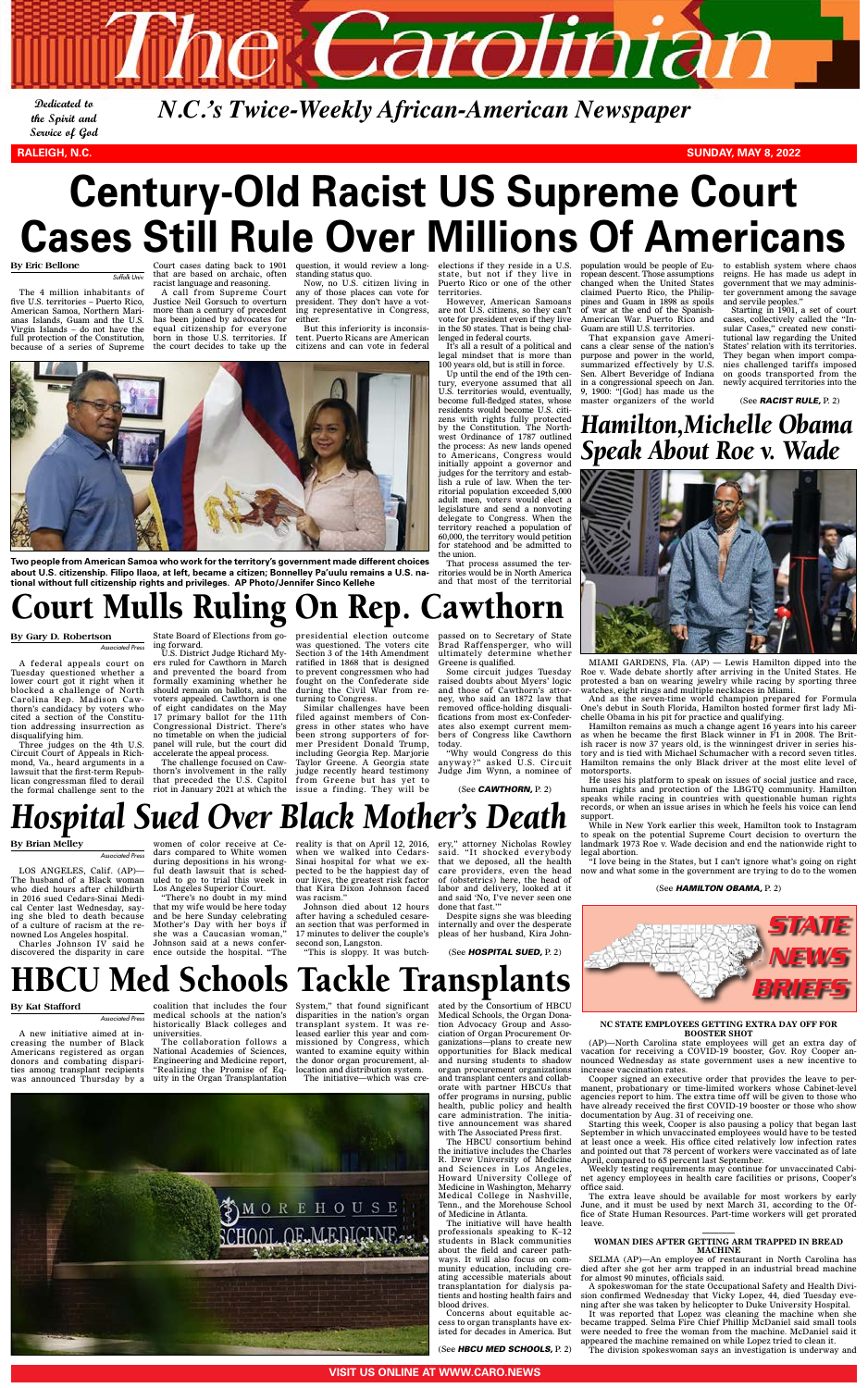# The Carolinian

*Dedicated to the Spirit and Service of God*

*N.C.'s Twice-Weekly African-American Newspaper*

RALEIGH, N.C. SUNDAY, MAY 8, 2022

# Century-Old Racist US Supreme Court Cases Still Rule Over Millions Of Americans

**By Eric Bellone**
*Suffolk Univ*

The 4 million inhabitants of five U.S. territories – Puerto Rico, American Samoa, Northern Marianas Islands, Guam and the U.S. Virgin Islands – do not have the full protection of the Constitution, because of a series of Supreme Court cases dating back to 1901 that are based on archaic, often racist language and reasoning.

A call from Supreme Court Justice Neil Gorsuch to overturn more than a century of precedent has been joined by advocates for equal citizenship for everyone born in those U.S. territories. If the court decides to take up the question, it would review a long-standing status quo.

Now, no U.S. citizen living in any of those places can vote for president. They don't have a voting representative in Congress, either.

But this inferiority is inconsistent. Puerto Ricans are American citizens and can vote in federal elections if they reside in a U.S. state, but not if they live in Puerto Rico or one of the other territories.

However, American Samoans are not U.S. citizens, so they can't vote for president even if they live in the 50 states. That is being challenged in federal courts.

It's all a result of a political and legal mindset that is more than 100 years old, but is still in force.

Up until the end of the 19th century, everyone assumed that all U.S. territories would, eventually, become full-fledged states, whose residents would become U.S. citizens with rights fully protected by the Constitution. The Northwest Ordinance of 1787 outlined the process: As new lands opened to Americans, Congress would initially appoint a governor and judges for the territory and establish a rule of law. When the territorial population exceeded 5,000 adult men, voters would elect a legislature and send a nonvoting delegate to Congress. When the territory reached a population of 60,000, the territory would petition for statehood and be admitted to the union.

That process assumed the territories would be in North America and that most of the territorial population would be people of European descent. Those assumptions changed when the United States claimed Puerto Rico, the Philippines and Guam in 1898 as spoils of war at the end of the Spanish-American War. Puerto Rico and Guam are still U.S. territories.

That expansion gave Americans a clear sense of the nation's purpose and power in the world, summarized effectively by U.S. Sen. Albert Beveridge of Indiana in a congressional speech on Jan. 9, 1900: "[God] has made us the master organizers of the world to establish system where chaos reigns. He has made us adept in government that we may administer government among the savage and servile peoples."

Starting in 1901, a set of court cases, collectively called the "Insular Cases," created new constitutional law regarding the United States' relation with its territories. They began when import companies challenged tariffs imposed on goods transported from the newly acquired territories into the

(See ***RACIST RULE,*** P. 2)

Two people from American Samoa who work for the territory's government made different choices about U.S. citizenship. Filipo Ilaoa, at left, became a citizen; Bonnelley Pa'uulu remains a U.S. national without full citizenship rights and privileges. AP Photo/Jennifer Sinco Kelleher

# Hamilton, Michelle Obama Speak About Roe v. Wade

MIAMI GARDENS, Fla. (AP) — Lewis Hamilton dipped into the Roe v. Wade debate shortly after arriving in the United States. He protested a ban on wearing jewelry while racing by sporting three watches, eight rings and multiple necklaces in Miami.

And as the seven-time world champion prepared for Formula One's debut in South Florida, Hamilton hosted former first lady Michelle Obama in his pit for practice and qualifying.

Hamilton remains as much a change agent 16 years into his career as when he became the first Black winner in F1 in 2008. The British racer is now 37 years old, is the winningest driver in series history and is tied with Michael Schumacher with a record seven titles. Hamilton remains the only Black driver at the most elite level of motorsports.

He uses his platform to speak on issues of social justice and race, human rights and protection of the LBGTQ community. Hamilton speaks while racing in countries with questionable human rights records, or when an issue arises in which he feels his voice can lend support.

While in New York earlier this week, Hamilton took to Instagram to speak on the potential Supreme Court decision to overturn the landmark 1973 Roe v. Wade decision and end the nationwide right to legal abortion.

"I love being in the States, but I can't ignore what's going on right now and what some in the government are trying to do to the women

(See ***HAMILTON OBAMA,*** P. 2)

# Court Mulls Ruling On Rep. Cawthorn

**By Gary D. Robertson**
*Associated Press*

A federal appeals court on Tuesday questioned whether a lower court got it right when it blocked a challenge of North Carolina Rep. Madison Cawthorn's candidacy by voters who cited a section of the Constitution addressing insurrection as disqualifying him.

Three judges on the 4th U.S. Circuit Court of Appeals in Richmond, Va., heard arguments in a lawsuit that the first-term Republican congressman filed to derail the formal challenge sent to the State Board of Elections from going forward.

U.S. District Judge Richard Myers ruled for Cawthorn in March and prevented the board from formally examining whether he should remain on ballots, and the voters appealed. Cawthorn is one of eight candidates on the May 17 primary ballot for the 11th Congressional District. There's no timetable on when the judicial panel will rule, but the court did accelerate the appeal process.

The challenge focused on Cawthorn's involvement in the rally that preceded the U.S. Capitol riot in January 2021 at which the presidential election outcome was questioned. The voters cite Section 3 of the 14th Amendment ratified in 1868 that is designed to prevent congressmen who had fought on the Confederate side during the Civil War from returning to Congress.

Similar challenges have been filed against members of Congress in other states who have been strong supporters of former President Donald Trump, including Georgia Rep. Marjorie Taylor Greene. A Georgia state judge recently heard testimony from Greene but has yet to issue a finding. They will be passed on to Secretary of State Brad Raffensperger, who will ultimately determine whether Greene is qualified.

Some circuit judges Tuesday raised doubts about Myers' logic and those of Cawthorn's attorney, who said an 1872 law that removed office-holding disqualifications from most ex-Confederates also exempt current members of Congress like Cawthorn today.

"Why would Congress do this anyway?" asked U.S. Circuit Judge Jim Wynn, a nominee of

(See ***CAWTHORN,*** P. 2)

# Hospital Sued Over Black Mother's Death

**By Brian Melley**
*Associated Press*

LOS ANGELES, Calif. (AP)— The husband of a Black woman who died hours after childbirth in 2016 sued Cedars-Sinai Medical Center last Wednesday, saying she bled to death because of a culture of racism at the renowned Los Angeles hospital.

Charles Johnson IV said he discovered the disparity in care women of color receive at Cedars compared to White women during depositions in his wrongful death lawsuit that is scheduled to go to trial this week in Los Angeles Superior Court.

"There's no doubt in my mind that my wife would be here today and be here Sunday celebrating Mother's Day with her boys if she was a Caucasian woman," Johnson said at a news conference outside the hospital. "The reality is that on April 12, 2016, when we walked into Cedars-Sinai hospital for what we expected to be the happiest day of our lives, the greatest risk factor that Kira Dixon Johnson faced was racism."

Johnson died about 12 hours after having a scheduled cesarean section that was performed in 17 minutes to deliver the couple's second son, Langston.

"This is sloppy. It was butchery," attorney Nicholas Rowley said. "It shocked everybody that we deposed, all the health care providers, even the head of (obstetrics) here, the head of labor and delivery, looked at it and said 'No, I've never seen one done that fast.'"

Despite signs she was bleeding internally and over the desperate pleas of her husband, Kira John-

(See ***HOSPITAL SUED,*** P. 2)

# HBCU Med Schools Tackle Transplants

**By Kat Stafford**
*Associated Press*

A new initiative aimed at increasing the number of Black Americans registered as organ donors and combating disparities among transplant recipients was announced Thursday by a coalition that includes the four medical schools at the nation's historically Black colleges and universities.

The collaboration follows a National Academies of Sciences, Engineering and Medicine report, "Realizing the Promise of Equity in the Organ Transplantation System," that found significant disparities in the nation's organ transplant system. It was released earlier this year and commissioned by Congress, which wanted to examine equity within the donor organ procurement, allocation and distribution system.

The initiative—which was created by the Consortium of HBCU Medical Schools, the Organ Donation Advocacy Group and Association of Organ Procurement Organizations—plans to create new opportunities for Black medical and nursing students to shadow organ procurement organizations and transplant centers and collaborate with partner HBCUs that offer programs in nursing, public health, public policy and health care administration. The initiative announcement was shared with The Associated Press first.

The HBCU consortium behind the initiative includes the Charles R. Drew University of Medicine and Sciences in Los Angeles, Howard University College of Medicine in Washington, Meharry Medical College in Nashville, Tenn., and the Morehouse School of Medicine in Atlanta.

The initiative will have health professionals speaking to K–12 students in Black communities about the field and career pathways. It will also focus on community education, including creating accessible materials about transplantation for dialysis patients and hosting health fairs and blood drives.

Concerns about equitable access to organ transplants have existed for decades in America. But

(See ***HBCU MED SCHOOLS,*** P. 2)

## STATE NEWS BRIEFS

### NC STATE EMPLOYEES GETTING EXTRA DAY OFF FOR BOOSTER SHOT

(AP)—North Carolina state employees will get an extra day of vacation for receiving a COVID-19 booster, Gov. Roy Cooper announced Wednesday as state government uses a new incentive to increase vaccination rates.

Cooper signed an executive order that provides the leave to permanent, probationary or time-limited workers whose Cabinet-level agencies report to him. The extra time off will be given to those who have already received the first COVID-19 booster or those who show documentation by Aug. 31 of receiving one.

Starting this week, Cooper is also pausing a policy that began last September in which unvaccinated employees would have to be tested at least once a week. His office cited relatively low infection rates and pointed out that 78 percent of workers were vaccinated as of late April, compared to 65 percent last September.

Weekly testing requirements may continue for unvaccinated Cabinet agency employees in health care facilities or prisons, Cooper's office said.

The extra leave should be available for most workers by early June, and it must be used by next March 31, according to the Office of State Human Resources. Part-time workers will get prorated leave.

### WOMAN DIES AFTER GETTING ARM TRAPPED IN BREAD MACHINE

SELMA (AP)—An employee of restaurant in North Carolina has died after she got her arm trapped in an industrial bread machine for almost 90 minutes, officials said.

A spokeswoman for the state Occupational Safety and Health Division confirmed Wednesday that Vicky Lopez, 44, died Tuesday evening after she was taken by helicopter to Duke University Hospital.

It was reported that Lopez was cleaning the machine when she became trapped. Selma Fire Chief Phillip McDaniel said small tools were needed to free the woman from the machine. McDaniel said it appeared the machine remained on while Lopez tried to clean it.

The division spokeswoman says an investigation is underway and

VISIT US ONLINE AT WWW.CARO.NEWS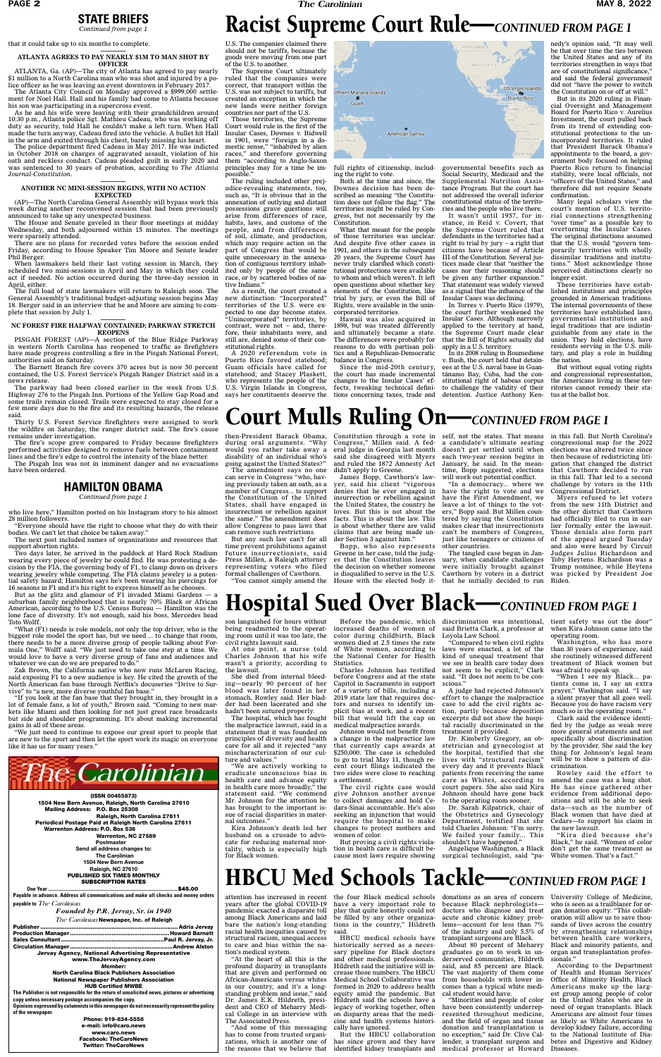## STATE BRIEFS

*Continued from page 1*

that it could take up to six months to complete.

### ATLANTA AGREES TO PAY NEARLY $1M TO MAN SHOT BY OFFICER

ATLANTA, Ga. (AP)—The city of Atlanta has agreed to pay nearly $1 million to a North Carolina man who was shot and injured by a police officer as he was leaving an event downtown in February 2017.

The Atlanta City Council on Monday approved a $999,000 settlement for Noel Hall. Hall and his family had come to Atlanta because his son was participating in a supercross event.

As he and his wife were leaving with their grandchildren around 10:30 p.m., Atlanta police Sgt. Mathieu Cadeau, who was working off duty as security, told Hall he couldn't make a left turn. When Hall made the turn anyway, Cadeau fired into the vehicle. A bullet hit Hall in the arm and exited through his chest, barely missing his heart.

The police department fired Cadeau in May 2017. He was indicted in October 2018 on charges of aggravated assault, violation of his oath and reckless conduct. Cadeau pleaded guilty in early 2020 and was sentenced to 30 years of probation, according to *The Atlanta Journal-Constitution*.

### ANOTHER NC MINI-SESSION BEGINS, WITH NO ACTION EXPECTED

(AP)—The North Carolina General Assembly will bypass work this week during another reconvened session that had been previously announced to take up any unexpected business.

The House and Senate gaveled in their floor meetings at midday Wednesday, and both adjourned within 15 minutes. The meetings were sparsely attended.

There are no plans for recorded votes before the session ended Friday, according to House Speaker Tim Moore and Senate leader Phil Berger.

When lawmakers held their last voting session in March, they scheduled two mini-sessions in April and May in which they could act if needed. No action occurred during the three-day session in April, either.

The full load of state lawmakers will return to Raleigh soon. The General Assembly's traditional budget-adjusting session begins May 18. Berger said in an interview that he and Moore are aiming to complete that session by July 1.

### NC FOREST FIRE HALFWAY CONTAINED; PARKWAY STRETCH REOPENS

PISGAH FOREST (AP)—A section of the Blue Ridge Parkway in western North Carolina has reopened to traffic as firefighters have made progress controlling a fire in the Pisgah National Forest, authorities said on Saturday.

The Barnett Branch fire covers 370 acres but is now 50 percent contained, the U.S. Forest Service's Pisgah Ranger District said in a news release.

The parkway had been closed earlier in the week from U.S. Highway 276 to the Pisgah Inn. Portions of the Yellow Gap Road and some trails remain closed. Trails were expected to stay closed for a few more days due to the fire and its resulting hazards, the release said.

Thirty U.S. Forest Service firefighters were assigned to work the wildfire on Saturday, the ranger district said. The fire's cause remains under investigation.

The fire's scope grew compared to Friday because firefighters performed activities designed to remove fuels between containment lines and the fire's edge to control the intensity of the blaze better.

The Pisgah Inn was not in imminent danger and no evacuations have been ordered.

## HAMILTON OBAMA

*Continued from page 1*

who live here," Hamilton posted on his Instagram story to his almost 28 million followers.

"Everyone should have the right to choose what they do with their bodies. We can't let that choice be taken away."

The next post included names of organizations and resources that support abortion rights.

Two days later, he arrived in the paddock at Hard Rock Stadium wearing every piece of jewelry he could find. He was protesting a decision by the FIA, the governing body of F1, to clamp down on drivers wearing jewelry while competing. The FIA claims jewelry is a potential safety hazard; Hamilton says he's been wearing his piercings for 16 seasons in F1 and it's his right to express himself as he chooses.

But as the glitz and glamour of F1 invaded Miami Gardens — a suburban family neighborhood that is nearly 70% Black or African American, according to the U.S. Census Bureau — Hamilton was the lone face of diversity. It's not enough, said his boss, Mercedes head Toto Wolff.

"What (F1) needs is role models, not only the top driver, who is the biggest role model the sport has, but we need ... to change that room, there needs to be a more diverse group of people talking about Formula One," Wolff said. "We just need to take one step at a time. We would love to have a very diverse group of fans and audiences and whatever we can do we are prepared to do."

Zak Brown, the California native who now runs McLaren Racing, said exposing F1 to a new audience is key. He cited the growth of the North American fan base through Netflix's docuseries "Drive to Survive" to "a new, more diverse youthful fan base."

"If you look at the fan base that they brought in, they brought in a lot of female fans, a lot of youth," Brown said. "Coming to new markets like Miami and then looking for not just great race broadcasts but side and shoulder programming. It's about making incremental gains in all of these areas.

"We just need to continue to expose our great sport to people that are new to the sport and then let the sport work its magic on everyone like it has us for many years."

# Racist Supreme Court Rule—*CONTINUED FROM PAGE 1*

U.S. The companies claimed there should not be tariffs, because the goods were moving from one part of the U.S. to another.

The Supreme Court ultimately ruled that the companies were correct, that transport within the U.S. was not subject to tariffs, but created an exception in which the new lands were neither foreign countries nor part of the U.S.

Those territories, the Supreme Court would rule in the first of the Insular Cases, Downes v. Bidwell in 1901, were "foreign in a domestic sense," "inhabited by alien races," and therefore governing them "according to Anglo-Saxon principles may for a time be impossible."

The ruling included other prejudice-revealing statements, too, such as, "It is obvious that in the annexation of outlying and distant possessions grave questions will arise from differences of race, habits, laws, and customs of the people, and from differences of soil, climate, and production, which may require action on the part of Congress that would be quite unnecessary in the annexation of contiguous territory inhabited only by people of the same race, or by scattered bodies of native Indians."

As a result, the court created a new distinction: "incorporated" territories of the U.S. were expected to one day become states. "Unincorporated" territories, by contrast, were not – and, therefore, their inhabitants were, and still are, denied some of their constitutional rights.

A 2020 referendum vote in Puerto Rico favored statehood; Guam officials have called for statehood, and Stacey Plaskett, who represents the people of the U.S. Virgin Islands in Congress, says her constituents deserve the full rights of citizenship, including the right to vote.

Both at the time and since, the Downes decision has been described as meaning "the Constitution does not follow the flag." The territories might be ruled by Congress, but not necessarily by the Constitution.

What that meant for the people of those territories was unclear. And despite five other cases in 1901, and others in the subsequent 20 years, the Supreme Court has never truly clarified which constitutional protections were available to whom and which weren't. It left open questions about whether key elements of the Constitution, like trial by jury, or even the Bill of Rights, were available in the unincorporated territories.

Hawaii was also acquired in 1898, but was treated differently and ultimately became a state. The differences were probably for reasons to do with partisan politics and a Republican-Democratic balance in Congress.

Since the mid-20th century, the court has made incremental changes to the Insular Cases' effects, tweaking technical definitions concerning taxes, trade and governmental benefits such as Social Security, Medicaid and the Supplemental Nutrition Assistance Program. But the court has not addressed the overall inferior constitutional status of the territories and the people who live there.

It wasn't until 1957, for instance, in Reid v. Covert, that the Supreme Court ruled that defendants in the territories had a right to trial by jury – a right that citizens have because of Article III of the Constitution. Several justices made clear that "neither the cases nor their reasoning should be given any further expansion." That statement was widely viewed as a signal that the influence of the Insular Cases was declining.

In Torres v. Puerto Rico (1979), the court further weakened the Insular Cases. Although narrowly applied to the territory at hand, the Supreme Court made clear that the Bill of Rights included fully applied in a U.S. territory.

In its 2008 ruling in Boumediene v. Bush, the court held that detainees at the U.S. naval base in Guantánamo Bay, Cuba, had the constitutional right of habeas corpus to challenge the validity of their detention. Justice Anthony Kennedy's opinion said, "It may well be that over time the ties between the United States and any of its territories strengthen in ways that are of constitutional significance," and said the federal government did not "have the power to switch the Constitution on or off at will."

But in its 2020 ruling in Financial Oversight and Management Board for Puerto Rico v. Aurelius Investment, the court pulled back from its trend of extending constitutional protections to the unincorporated territories. It ruled that President Barack Obama's appointments to the board, a government body focused on helping Puerto Rico return to financial stability, were local officials, not "officers of the United States," and therefore did not require Senate confirmation.

Many legal scholars view the court's mention of U.S. territorial connections strengthening "over time" as a possible key to overturning the Insular Cases. The original distinctions assumed that the U.S. would "govern temporarily territories with wholly dissimilar traditions and institutions." Most acknowledge those perceived distinctions clearly no longer exist.

These territories have established institutions and principles grounded in American traditions. The internal governments of these territories have established laws, governmental institutions and legal traditions that are indistinguishable from any state in the union. They hold elections, have residents serving in the U.S. military, and play a role in building the nation.

But without equal voting rights and congressional representation, the Americans living in these territories cannot remedy their status at the ballot box.

# Court Mulls Ruling On—*CONTINUED FROM PAGE 1*

then-President Barack Obama, during oral arguments. "Why would you rather take away a disability of an individual who's going against the United States?"

The amendment says no one can serve in Congress "who, having previously taken an oath, as a member of Congress... to support the Constitution of the United States, shall have engaged in insurrection or rebellion against the same." The amendment does allow Congress to pass laws that can remove such restrictions.

But any such law can't for all time prevent prohibitions against future insurrectionists, said Press Millen, a Raleigh attorney representing voters who filed formal challenges of Cawthorn.

"You cannot simply amend the Constitution through a vote in Congress," Millen said. A federal judge in Georgia last month said she disagreed with Myers and ruled the 1872 Amnesty Act didn't apply to Greene.

James Bopp, Cawthorn's lawyer, said his client "vigorous denies that he ever engaged in insurrection or rebellion against the United States, the country he loves. But this is not about the facts. This is about the law. This is about whether there are valid claims that are being made under Section 3 against him."

Bopp, who also represents Greene in her case, told the judges that the Constitution leaves the decision on whether someone is disqualified to serve in the U.S. House with the elected body itself, not the states. That means a candidate's ultimate seating doesn't get settled until when each two-year session begins in January, he said. In the meantime, Bopp suggested, elections will work out potential conflict.

"In a democracy... where we have the right to vote and we have the First Amendment, we leave a lot of things to the voters," Bopp said. But Millen countered by saying the Constitution makes clear that insurrectionists can't be members of Congress, just like teenagers or citizens of other countries.

The tangled case began in January, when candidate challenges were initially brought against Cawthorn by voters in a district that he initially decided to run in this fall. But North Carolina's congressional map for the 2022 elections was altered twice since then because of redistricting litigation that changed the district that Cawthorn decided to run in this fall. That led to a second challenge by voters in the 11th Congressional District.

Myers refused to let voters from the new 11th District and the other district that Cawthorn had officially filed to run in earlier formally enter the lawsuit. Those denials also form part of the appeal argued Tuesday and also were heard by Circuit Judges Julius Richardson and Toby Heytens. Richardson was a Trump nominee, while Heytens was picked by President Joe Biden.

# Hospital Sued Over Black—*CONTINUED FROM PAGE 1*

son languished for hours without being readmitted to the operating room until it was too late, the civil rights lawsuit said.

At one point, a nurse told Charles Johnson that his wife wasn't a priority, according to the lawsuit.

She died from internal bleeding—nearly 90 percent of her blood was later found in her stomach, Rowley said. Her bladder had been lacerated and she hadn't been sutured properly.

The hospital, which has fought the malpractice lawsuit, said in a statement that it was founded on principles of diversity and health care for all and it rejected "any mischaracterization of our culture and values."

"We are actively working to eradicate unconscious bias in health care and advance equity in health care more broadly," the statement said. "We commend Mr. Johnson for the attention he has brought to the important issue of racial disparities in maternal outcomes."

Kira Johnson's death led her husband on a crusade to advocate for reducing maternal mortality, which is especially high for Black women.

Before the pandemic, which increased deaths of women of color during childbirth, Black women died at 2.5 times the rate of White women, according to the National Center for Health Statistics.

Charles Johnson has testified before Congress and at the state Capitol in Sacramento in support of a variety of bills, including a 2019 state law that requires doctors and nurses to identify implicit bias at work, and a recent bill that would lift the cap on medical malpractice awards.

Johnson would not benefit from a change in the malpractice law that currently caps awards at $250,000. The case is scheduled to go to trial May 11, though recent court filings indicated the two sides were close to reaching a settlement.

The civil rights case would give Johnson another avenue to collect damages and hold Cedars-Sinai accountable. He's also seeking an injunction that would require the hospital to make changes to protect mothers and women of color.

But proving a civil rights violation in health care is difficult because most laws require showing discrimination was intentional, said Brietta Clark, a professor at Loyola Law School.

"Compared to when civil rights laws were enacted, a lot of the kind of unequal treatment that we see in health care today does not seem to be explicit," Clark said. "It does not seem to be conscious."

A judge had rejected Johnson's effort to change the malpractice case to add the civil rights action, partly because deposition excerpts did not show the hospital racially discriminated in the treatment it provided.

Dr. Kimberly Gregory, an obstetrician and gynecologist at the hospital, testified that she lives with "structural racism" every day and it prevents Black patients from receiving the same care as Whites, according to court papers. She also said Kira Johnson should have gone back to the operating room sooner.

Dr. Sarah Kilpatrick, chair of the Obstetrics and Gynecology Department, testified that she told Charles Johnson: "I'm sorry. We failed your family... This shouldn't have happened."

Angelique Washington, a Black surgical technologist, said "patient safety was out the door" when Kira Johnson came into the operating room.

Washington, who has more than 30 years of experience, said she routinely witnessed different treatment of Black women but was afraid to speak up.

"When I see my Black... patients come in, I say an extra prayer," Washington said. "I say a silent prayer that all goes well. Because you do have racism very much so in the operating room."

Clark said the evidence identified by the judge as weak were more general statements and not specifically about discrimination by the provider. She said the key thing for Johnson's legal team will be to show a pattern of discrimination.

Rowley said the effort to amend the case was a long shot. He has since gathered other evidence from additional depositions and will be able to seek data—such as the number of Black women that have died at Cedars—to support his claim in the new lawsuit.

"Kira died because she's Black," he said. "Women of color don't get the same treatment as White women. That's a fact."

# HBCU Med Schools Tackle—*CONTINUED FROM PAGE 1*

attention has increased in recent years after the global COVID-19 pandemic exacted a disparate toll among Black Americans and laid bare the nation's long-standing racial health inequities caused by structural racism, unequal access to care and bias within the nation's medical system.

"At the heart of all this is the profound disparity in transplants that are given and performed on African-Americans versus whites in our country, and it's a long-standing problem and issue," said Dr. James E.K. Hildreth, president and CEO of Meharry Medical College in an interview with The Associated Press.

"And some of this messaging has to come from trusted organizations, which is another one of the reasons that we believe that the four Black medical schools have a very important role to play that quite honestly could not be filled by any other organizations in the country," Hildreth said.

HBCU medical schools have historically served as a necessary pipeline for Black doctors and other medical professionals. Hildreth said the initiative will increase those numbers. The HBCU Medical School Collaborative was formed in 2020 to address health equity amid the pandemic. But Hildreth said the schools have a legacy of working together, often on disparity areas that the medicine and health systems historically have ignored.

But the HBCU collaboration has since grown and they have identified kidney transplants and donations as an area of concern because Black nephrologists—doctors who diagnose and treat acute and chronic kidney problems—account for less than 7% of the industry and only 5.5% of transplant surgeons are Black.

About 80 percent of Meharry graduates go on to work in underserved communities, Hildreth said, and 85 percent are Black. The vast majority of them come from households with lower incomes than a typical white medical student would have.

"Minorities and people of color have been consistently underrepresented throughout medicine, and the field of organ and tissue donation and transplantation is no exception," said Dr. Clive Callender, a transplant surgeon and medical professor at Howard University College of Medicine, who is seen as a trailblazer for organ donation equity. "This collaboration will allow us to save thousands of lives across the country by strengthening relationships between health care workers, Black and minority patients, and organ and transplantation professionals."

According to the Department of Health and Human Services' Office of Minority Health, Black Americans make up the largest group among people of color in the United States who are in need of organ transplants. Black Americans are almost four times as likely as White Americans to develop kidney failure, according to the National Institute of Diabetes and Digestive and Kidney Diseases.

---

**The Carolinian**

(ISSN 00455873)
1504 New Bern Avenue, Raleigh, North Carolina 27610
Mailing Address: P.O. Box 25308
Raleigh, North Carolina 27611
Periodical Postage Paid at Raleigh North Carolina 27611
Warrenton Address: P.O. Box 536
Warrenton, NC 27589
Postmaster
Send all address changes to:
The Carolinian
1504 New Bern Avenue
Raleigh, NC 27610
PUBLISHED SIX TIMES MONTHLY
SUBSCRIPTION RATES

One Year ........ $45.00

Payable in advance. Address all communications and make all checks and money orders payable to *The Carolinian*.

*Founded by P.R. Jervay, Sr. in 1940*
*The Carolinian* Newspaper, Inc. of Raleigh

Publisher ........ Adria Jervay
Production Manager ........ Howard Barnett
Sales Consultant ........ Paul R. Jervay, Jr.
Circulation Manager ........ Andrew Alston

Jervay Agency, National Advertising Representative
www.TheJervayAgency.com
*Member:*
North Carolina Black Publishers Association
National Newspaper Publishers Association
HUB Certified MWBE

The Publisher is not responsible for the return of unsolicited news, pictures or advertising copy unless necessary postage accompanies the copy.
Opinions expressed by columnists in this newspaper do not necessarily represent the policy of the newspaper.

Phone: 919-834-5558
e-mail: info@caro.news
www.caro.news
Facebook: TheCaroNews
Twitter: TheCaroNews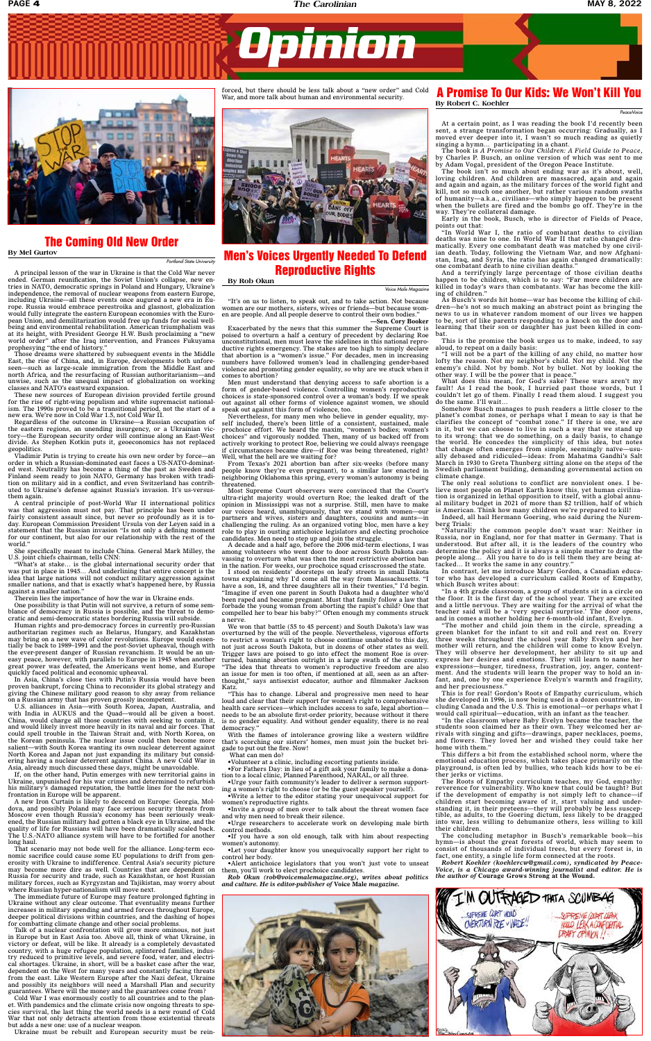# Opinion

## The Coming Old New Order

**By Mel Gurtov**

*Portland State University*

A principal lesson of the war in Ukraine is that the Cold War never ended. German reunification, the Soviet Union's collapse, new entries in NATO, democratic springs in Poland and Hungary, Ukraine's independence, the removal of nuclear weapons from eastern Europe, including Ukraine—all these events once augured a new era in Europe. Russia would embrace perestroika and glasnost, globalization would fully integrate the eastern European economies with the European Union, and demilitarization would free up funds for social well-being and environmental rehabilitation. American triumphalism was at its height, with President George H.W. Bush proclaiming a "new world order" after the Iraq intervention, and Frances Fukuyama prophesying "the end of history."

Those dreams were shattered by subsequent events in the Middle East, the rise of China, and, in Europe, developments both unforeseen—such as large-scale immigration from the Middle East and north Africa, and the resurfacing of Russian authoritarianism—and unwise, such as the unequal impact of globalization on working classes and NATO's eastward expansion.

These new sources of European division provided fertile ground for the rise of right-wing populism and white supremacist nationalism. The 1990s proved to be a transitional period, not the start of a new era. We're now in Cold War 1.5, not Cold War II.

Regardless of the outcome in Ukraine—a Russian occupation of the eastern regions, an unending insurgency, or a Ukrainian victory—the European security order will continue along an East-West divide. As Stephen Kotkin puts it, geoeconomics has not replaced geopolitics.

Vladimir Putin is trying to create his own new order by force—an order in which a Russian-dominated east faces a US-NATO-dominated west. Neutrality has become a thing of the past as Sweden and Finland seem ready to join NATO, Germany has broken with tradition on military aid in a conflict, and even Switzerland has contributed to Ukraine's defense against Russia's invasion. It's us-versus-them again.

A central principle of post-World War II international politics was that aggression must not pay. That principle has been under fairly consistent assault since, but never so profoundly as it is today. European Commission President Ursula von der Leyen said in a statement that the Russian invasion "Is not only a defining moment for our continent, but also for our relationship with the rest of the world."

She specifically meant to include China. General Mark Milley, the U.S. joint chiefs chairman, tells CNN:

"What's at stake… is the global international security order that was put in place in 1945… And underlining that entire concept is the idea that large nations will not conduct military aggression against smaller nations, and that is exactly what's happened here, by Russia against a smaller nation."

Therein lies the importance of how the war in Ukraine ends.

One possibility is that Putin will not survive, a return of some semblance of democracy in Russia is possible, and the threat to democratic and semi-democratic states bordering Russia will subside.

Human rights and pro-democracy forces in currently pro-Russian authoritarian regimes such as Belarus, Hungary, and Kazakhstan may bring on a new wave of color revolutions. Europe would essentially be back to 1989–1991 and the post-Soviet upheaval, though with the ever-present danger of Russian revanchism. It would be an uneasy peace, however, with parallels to Europe in 1945 when another great power was defeated, the Americans went home, and Europe quickly faced political and economic upheaval.

In Asia, China's close ties with Putin's Russia would have been proven bankrupt, forcing China to reconsider its global strategy and giving the Chinese military good reason to shy away from reliance on a Russian army that has proven grossly incompetent.

U.S. alliances in Asia—with South Korea, Japan, Australia, and with India in AUKUS and the Quad—would all be given a boost. China, would charge all those countries with seeking to contain it, and would likely invest more heavily in its naval and air forces. That could spell trouble in the Taiwan Strait and, with North Korea, on the Korean peninsula. The nuclear issue could then become more salient—with South Korea wanting its own nuclear deterrent against North Korea and Japan not just expanding its military but considering having a nuclear deterrent against China. A new Cold War in Asia, already much discussed these days, might be unavoidable.

If, on the other hand, Putin emerges with new territorial gains in Ukraine, uncompelled to account for his war crimes and determined to refurbish his military's damaged reputation, the battle lines for the next confrontation in Europe will be apparent.

A new Iron Curtain is likely to descend on Europe: Georgia, Moldova, and possibly Poland may face serious security threats from Moscow even though Russia's economy has been seriously weakened, the Russian military had gotten a black eye in Ukraine, and the quality of life for Russians will have been dramatically scaled back. The U.S.-NATO alliance system will have to be fortified for another long haul.

That scenario may not bode well for the alliance. Long-term economic sacrifice could cause some EU populations to drift from generosity with Ukraine to indifference. Central Asia's security picture may become more dire as well. Countries that are dependent on Russia for security and trade, such as Kazakhstan, or host Russian military forces, such as Kyrgyzstan and Tajikistan, may worry about where Russian hyper-nationalism will move next.

The immediate future of Europe may feature prolonged fighting in Ukraine without any clear outcome. That eventuality means further increases in military spending and armed forces throughout Europe, deeper political divisions within countries, and the dashing of hopes for combatting climate change and other social problems.

Talk of a nuclear confrontation will grow more ominous, not just in Europe but in East Asia too. Above all, think of what Ukraine, in victory or defeat, will be like. It already is a completely devastated country, with a huge refugee population, splintered families, industry reduced to primitive levels, and severe food, water, and electrical shortages. Ukraine, in short, will be a basket case after the war, dependent on the West for many years and constantly facing threats from the east. Like Western Europe after the Nazi defeat, Ukraine and possibly its neighbors will need a Marshall Plan and security guarantees. Where will the money and the guarantees come from?

Cold War I was enormously costly to all countries and to the planet. With pandemics and the climate crisis now ongoing threats to species survival, the last thing the world needs is a new round of Cold War that not only detracts attention from those existential threats but adds a new one: use of a nuclear weapon.

Ukraine must be rebuilt and European security must be reinforced, but there should be less talk about a "new order" and Cold War, and more talk about human and environmental security.

## Men's Voices Urgently Needed To Defend Reproductive Rights

**By Rob Okun**

*Voice Male Magazine*

"It's on us to listen, to speak out, and to take action. Not because women are our mothers, sisters, wives or friends—but because women are people. And all people deserve to control their own bodies."
**—Sen. Cory Booker**

Exacerbated by the news that this summer the Supreme Court is poised to overturn a half a century of precedent by declaring Roe unconstitutional, men must leave the sidelines in this national reproductive rights emergency. The stakes are too high to simply declare that abortion is a "women's issue." For decades, men in increasing numbers have followed women's lead in challenging gender-based violence and promoting gender equality, so why are we stuck when it comes to abortion?

Men must understand that denying access to safe abortion is a form of gender-based violence. Controlling women's reproductive choices is state-sponsored control over a woman's body. If we speak out against all other forms of violence against women, we should speak out against this form of violence, too.

Nevertheless, for many men who believe in gender equality, myself included, there's been little of a consistent, sustained, male prochoice effort. We heard the maxim, "women's bodies; women's choices" and vigorously nodded. Then, many of us backed off from actively working to protect Roe, believing we could always reengage if circumstances became dire—if Roe was being threatened, right? Well, what the hell are we waiting for?

From Texas's 2021 abortion ban after six-weeks (before many people know they're even pregnant), to a similar law enacted in neighboring Oklahoma this spring, every woman's autonomy is being threatened.

Most Supreme Court observers were convinced that the Court's ultra-right majority would overturn Roe; the leaked draft of the opinion in Mississippi was not a surprise. Still, men have to make our voices heard, unambiguously, that we stand with women—our partners and wives, sisters and daughters, cousins and aunts—in challenging the ruling. As an organized voting bloc, men have a key role to play in ousting antichoice legislators and electing prochoice candidates. Men need to step up and join the struggle.

A decade and a half ago, before the 2006 mid-term elections, I was among volunteers who went door to door across South Dakota canvassing to overturn what was then the most restrictive abortion ban in the nation. For weeks, our prochoice squad crisscrossed the state.

I stood on residents' doorsteps on leafy streets in small Dakota towns explaining why I'd come all the way from Massachusetts. "I have a son, 18, and three daughters all in their twenties," I'd begin. "Imagine if even one parent in South Dakota had a daughter who'd been raped and became pregnant. Must that family follow a law that forbade the young woman from aborting the rapist's child? One that compelled her to bear his baby?" Often enough my comments struck a nerve.

We won that battle (55 to 45 percent) and South Dakota's law was overturned by the will of the people. Nevertheless, vigorous efforts to restrict a woman's right to choose continue unabated to this day, not just across South Dakota, but in dozens of other states as well. Trigger laws are poised to go into effect the moment Roe is overturned, banning abortion outright in a large swath of the country. "The idea that threats to women's reproductive freedom are also an issue for men is too often, if mentioned at all, seen as an afterthought," says antisexist educator, author and filmmaker Jackson Katz.

"This has to change. Liberal and progressive men need to hear loud and clear that their support for women's right to comprehensive health care services—which includes access to safe, legal abortion—needs to be an absolute first-order priority, because without it there is no gender equality. And without gender equality, there is no real democracy."

With the flames of intolerance growing like a western wildfire that's scorching our sisters' homes, men must join the bucket brigade to put out the fire. Now!

What can men do?

- Volunteer at a clinic, including escorting patients inside.
- For Fathers Day: in lieu of a gift ask your family to make a donation to a local clinic, Planned Parenthood, NARAL, or all three.
- Urge your faith community's leader to deliver a sermon supporting a women's right to choose (or be the guest speaker yourself).
- Write a letter to the editor stating your unequivocal support for women's reproductive rights.
- Invite a group of men over to talk about the threat women face and why men need to break their silence.
- Urge researchers to accelerate work on developing male birth control methods.
- If you have a son old enough, talk with him about respecting women's autonomy.
- Let your daughter know you unequivocally support her right to control her body.
- Alert antichoice legislators that you won't just vote to unseat them, you'll work to elect prochoice candidates.

*Rob Okun (rob@voicemalemagazine.org), writes about politics and culture. He is editor-publisher of* **Voice Male** *magazine.*

## A Promise To Our Kids: We Won't Kill You

**By Robert C. Koehler**

*PeaceVoice*

At a certain point, as I was reading the book I'd recently been sent, a strange transformation began occurring: Gradually, as I moved ever deeper into it, I wasn't so much reading as quietly singing a hymn… participating in a chant.

The book is *A Promise to Our Children: A Field Guide to Peace*, by Charles P. Busch, an online version of which was sent to me by Adam Vogal, president of the Oregon Peace Institute.

The book isn't so much about ending war as it's about, well, loving children. And children are massacred, again and again and again and again, as the military forces of the world fight and kill, not so much one another, but rather various random swaths of humanity—a.k.a., civilians—who simply happen to be present when the bullets are fired and the bombs go off. They're in the way. They're collateral damage.

Early in the book, Busch, who is director of Fields of Peace, points out that:

"In World War I, the ratio of combatant deaths to civilian deaths was nine to one. In World War II that ratio changed dramatically. Every one combatant death was matched by one civilian death. Today, following the Vietnam War, and now Afghanistan, Iraq, and Syria, the ratio has again changed dramatically: one combatant death to nine civilian deaths."

And a terrifyingly large percentage of those civilian deaths happen to be children, which is to say: "Far more children are killed in today's wars than combatants. War has become the killing of children."

As Busch's words hit home—war has become the killing of children—he's not so much making an abstract point as bringing the news to us in whatever random moment of our lives we happen to be, sort of like parents responding to a knock on the door and learning that their son or daughter has just been killed in combat.

This is the promise the book urges us to make, indeed, to say aloud, to repeat on a daily basis:

"I will not be a part of the killing of any child, no matter how lofty the reason. Not my neighbor's child. Not my child. Not the enemy's child. Not by bomb. Not by bullet. Not by looking the other way. I will be the power that is peace."

What does this mean, for God's sake? These wars aren't my fault! As I read the book, I hurried past those words, but I couldn't let go of them. Finally I read them aloud. I suggest you do the same. I'll wait…

Somehow Busch manages to push readers a little closer to the planet's combat zones, or perhaps what I mean to say is that he clarifies the concept of "combat zone." If there is one, we are in it, but we can choose to live in such a way that we stand up to its wrong: that we do something, on a daily basis, to change the world. He concedes the simplicity of this idea, but notes that change often emerges from simple, seemingly naïve—usually debased and ridiculed—ideas: from Mahatma Gandhi's Salt March in 1930 to Greta Thunberg sitting alone on the steps of the Swedish parliament building, demanding governmental action on climate change.

The only real solutions to conflict are nonviolent ones. I believe most people on Planet Earth know this, yet human civilization is organized in lethal opposition to itself, with a global annual military budget in 2021 of more than $2 trillion, half of which is American. Think how many children we're prepared to kill!

Indeed, all hail Hermann Goering, who said during the Nuremberg Trials:

"Naturally the common people don't want war: Neither in Russia, nor in England, nor for that matter in Germany. That is understood. But after all, it is the leaders of the country who determine the policy and it is always a simple matter to drag the people along… All you have to do is tell them they are being attacked… It works the same in any country."

In contrast, let me introduce Mary Gordon, a Canadian educator who has developed a curriculum called Roots of Empathy, which Busch writes about:

"In a 4th grade classroom, a group of students sit in a circle on the floor. It is the first day of the school year. They are excited and a little nervous. They are waiting for the arrival of what the teacher said will be a 'very special surprise.' The door opens, and in comes a mother holding her 6-month-old infant, Evelyn.

"The mother and child join them in the circle, spreading a green blanket for the infant to sit and roll and rest on. Every three weeks throughout the school year Baby Evelyn and her mother will return, and the children will come to know Evelyn. They will observe her development, her ability to sit up and express her desires and emotions. They will learn to name her expressions—hunger, tiredness, frustration, joy, anger, contentment. And the students will learn the proper way to hold an infant, and, one by one experience Evelyn's warmth and fragility, and her preciousness."

This is for real! Gordon's Roots of Empathy curriculum, which she developed in 1996, is now being used in a dozen countries, including Canada and the U.S. This is emotional—or perhaps what I would call spiritual—education, with an infant as the teacher.

"In the classroom where Baby Evelyn became the teacher, the students soon claimed her as their own. They welcomed her arrivals with singing and gifts—drawings, paper necklaces, poems, and flowers. They loved her and wished they could take her home with them."

This differs a bit from the established school norm, where the emotional education process, which takes place primarily on the playground, is often led by bullies, who teach kids how to be either their jerks or victims.

The Roots of Empathy curriculum teaches, my God, empathy: reverence for vulnerability. Who knew that could be taught? But if the development of empathy is not simply left to chance—if children start becoming aware of it, start valuing and understanding it, in their preteens—they will probably be less susceptible, as adults, to the Goering dictum, less likely to be dragged into war, less willing to dehumanize others, less willing to kill their children.

The concluding metaphor in Busch's remarkable book—his hymn—is about the great forests of world, which may seem to consist of thousands of individual trees, but every forest is, in fact, one entity, a single life form connected at the roots.

*Robert Koehler (koehlercw@gmail.com), syndicated by PeaceVoice, is a Chicago award-winning journalist and editor. He is the author of* **Courage Grows Strong at the Wound.**